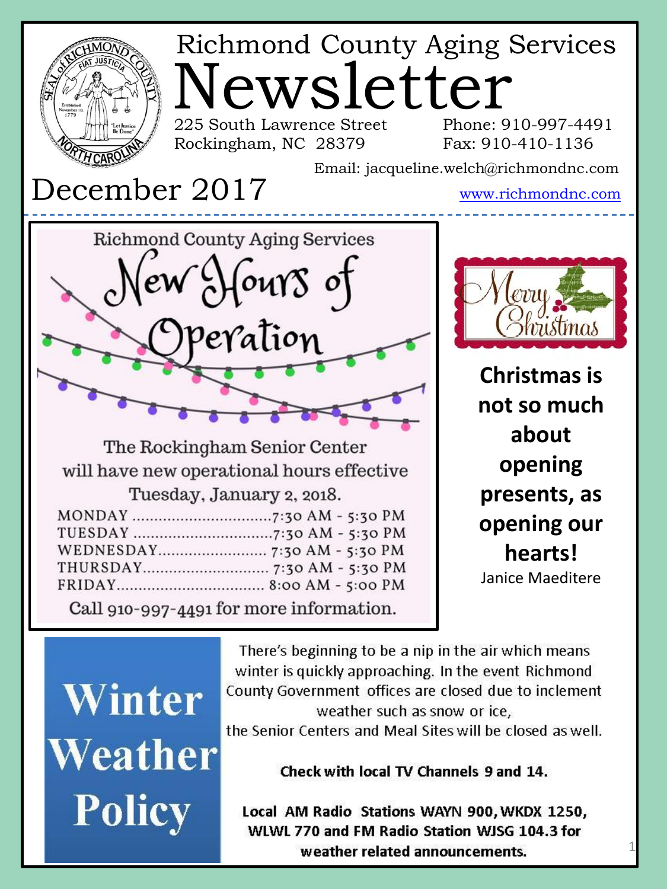# Richmond County Aging Services Newsletter

225 South Lawrence Street
Rockingham, NC 28379

Phone: 910-997-4491
Fax: 910-410-1136

Email: jacqueline.welch@richmondnc.com

www.richmondnc.com

## December 2017

Richmond County Aging Services

## New Hours of Operation

The Rockingham Senior Center will have new operational hours effective Tuesday, January 2, 2018.

| Day | Hours |
|---|---|
| MONDAY | 7:30 AM - 5:30 PM |
| TUESDAY | 7:30 AM - 5:30 PM |
| WEDNESDAY | 7:30 AM - 5:30 PM |
| THURSDAY | 7:30 AM - 5:30 PM |
| FRIDAY | 8:00 AM - 5:00 PM |

Call 910-997-4491 for more information.

Merry Christmas

**Christmas is not so much about opening presents, as opening our hearts!**

Janice Maeditere

## Winter Weather Policy

There's beginning to be a nip in the air which means winter is quickly approaching. In the event Richmond County Government offices are closed due to inclement weather such as snow or ice, the Senior Centers and Meal Sites will be closed as well.

**Check with local TV Channels 9 and 14.**

**Local AM Radio Stations WAYN 900, WKDX 1250, WLWL 770 and FM Radio Station WJSG 104.3 for weather related announcements.**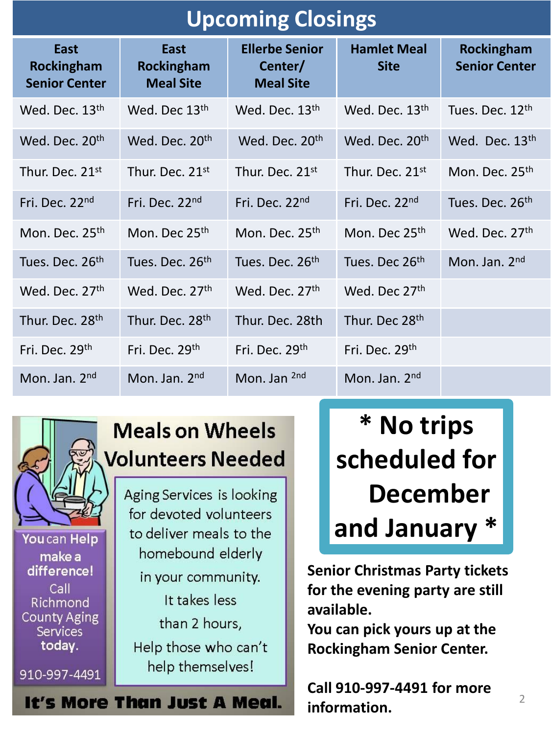# Upcoming Closings

| East Rockingham Senior Center | East Rockingham Meal Site | Ellerbe Senior Center/ Meal Site | Hamlet Meal Site | Rockingham Senior Center |
|---|---|---|---|---|
| Wed. Dec. 13th | Wed. Dec 13th | Wed. Dec. 13th | Wed. Dec. 13th | Tues. Dec. 12th |
| Wed. Dec. 20th | Wed. Dec. 20th | Wed. Dec. 20th | Wed. Dec. 20th | Wed. Dec. 13th |
| Thur. Dec. 21st | Thur. Dec. 21st | Thur. Dec. 21st | Thur. Dec. 21st | Mon. Dec. 25th |
| Fri. Dec. 22nd | Fri. Dec. 22nd | Fri. Dec. 22nd | Fri. Dec. 22nd | Tues. Dec. 26th |
| Mon. Dec. 25th | Mon. Dec 25th | Mon. Dec. 25th | Mon. Dec 25th | Wed. Dec. 27th |
| Tues. Dec. 26th | Tues. Dec. 26th | Tues. Dec. 26th | Tues. Dec 26th | Mon. Jan. 2nd |
| Wed. Dec. 27th | Wed. Dec. 27th | Wed. Dec. 27th | Wed. Dec 27th | |
| Thur. Dec. 28th | Thur. Dec. 28th | Thur. Dec. 28th | Thur. Dec 28th | |
| Fri. Dec. 29th | Fri. Dec. 29th | Fri. Dec. 29th | Fri. Dec. 29th | |
| Mon. Jan. 2nd | Mon. Jan. 2nd | Mon. Jan 2nd | Mon. Jan. 2nd | |

## Meals on Wheels Volunteers Needed

Aging Services is looking for devoted volunteers to deliver meals to the homebound elderly in your community.

It takes less than 2 hours,

Help those who can't help themselves!

You can Help make a difference! Call Richmond County Aging Services today.

910-997-4491

**It's More Than Just A Meal.**

**\* No trips scheduled for December and January \***

**Senior Christmas Party tickets for the evening party are still available.**
**You can pick yours up at the Rockingham Senior Center.**

**Call 910-997-4491 for more information.**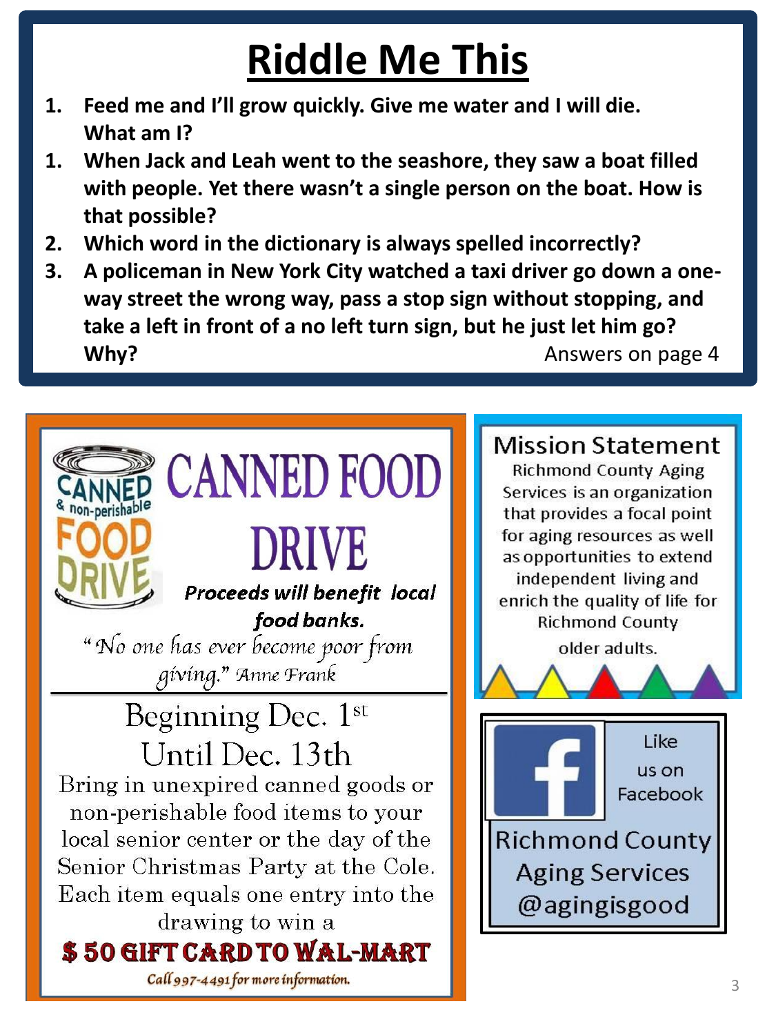# Riddle Me This

1. **Feed me and I'll grow quickly. Give me water and I will die. What am I?**
1. **When Jack and Leah went to the seashore, they saw a boat filled with people. Yet there wasn't a single person on the boat. How is that possible?**
2. **Which word in the dictionary is always spelled incorrectly?**
3. **A policeman in New York City watched a taxi driver go down a one-way street the wrong way, pass a stop sign without stopping, and take a left in front of a no left turn sign, but he just let him go? Why?**

Answers on page 4

## CANNED FOOD DRIVE

CANNED & non-perishable FOOD DRIVE

***Proceeds will benefit local food banks.***

*"No one has ever become poor from giving." Anne Frank*

Beginning Dec. 1st
Until Dec. 13th

Bring in unexpired canned goods or non-perishable food items to your local senior center or the day of the Senior Christmas Party at the Cole. Each item equals one entry into the drawing to win a

**$ 50 GIFT CARD TO WAL-MART**

*Call 997-4491 for more information.*

## Mission Statement

Richmond County Aging Services is an organization that provides a focal point for aging resources as well as opportunities to extend independent living and enrich the quality of life for Richmond County older adults.

Like us on Facebook

Richmond County Aging Services
@agingisgood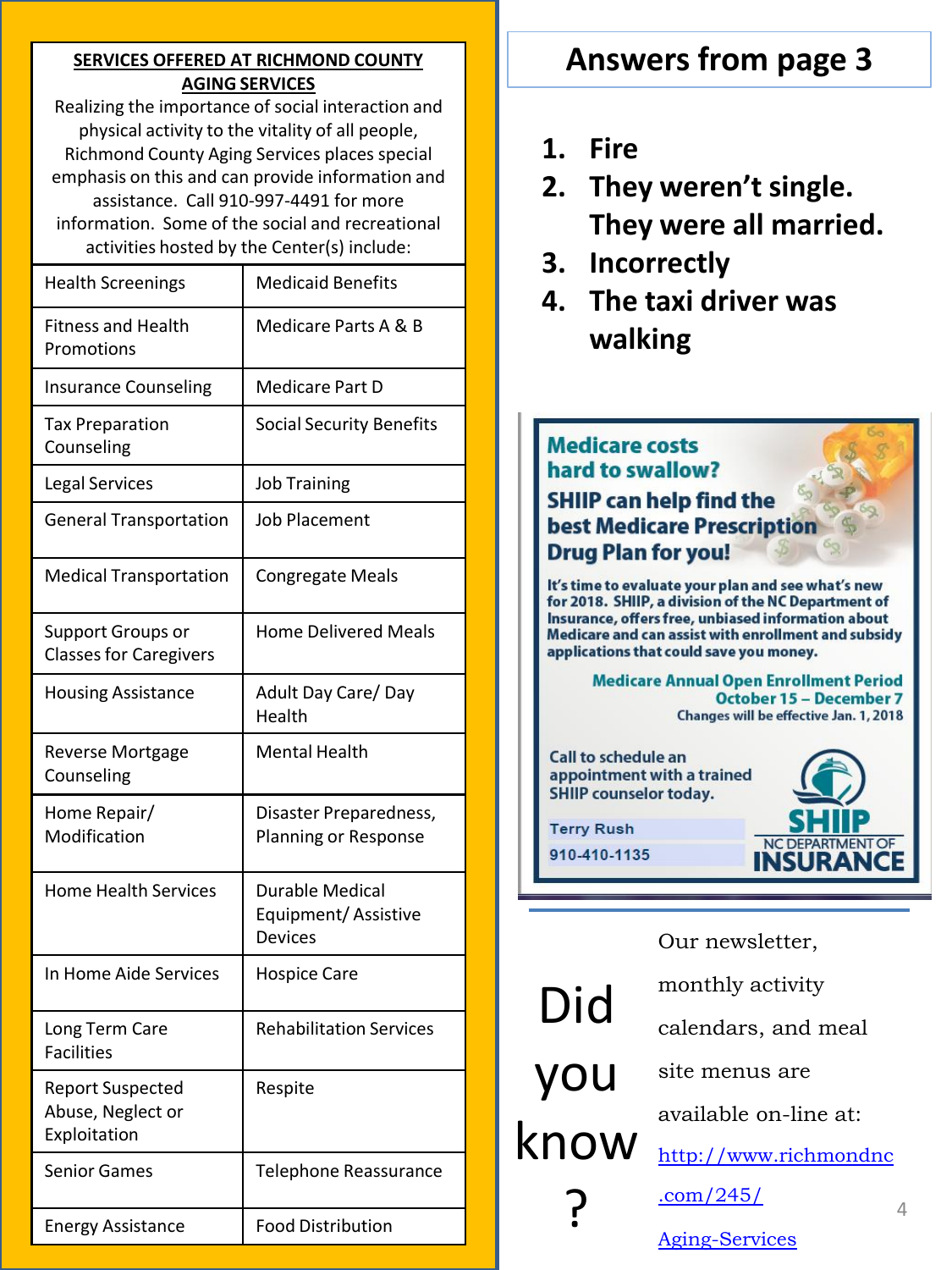## SERVICES OFFERED AT RICHMOND COUNTY AGING SERVICES

Realizing the importance of social interaction and physical activity to the vitality of all people, Richmond County Aging Services places special emphasis on this and can provide information and assistance. Call 910-997-4491 for more information. Some of the social and recreational activities hosted by the Center(s) include:

| | |
|---|---|
| Health Screenings | Medicaid Benefits |
| Fitness and Health Promotions | Medicare Parts A & B |
| Insurance Counseling | Medicare Part D |
| Tax Preparation Counseling | Social Security Benefits |
| Legal Services | Job Training |
| General Transportation | Job Placement |
| Medical Transportation | Congregate Meals |
| Support Groups or Classes for Caregivers | Home Delivered Meals |
| Housing Assistance | Adult Day Care/ Day Health |
| Reverse Mortgage Counseling | Mental Health |
| Home Repair/ Modification | Disaster Preparedness, Planning or Response |
| Home Health Services | Durable Medical Equipment/ Assistive Devices |
| In Home Aide Services | Hospice Care |
| Long Term Care Facilities | Rehabilitation Services |
| Report Suspected Abuse, Neglect or Exploitation | Respite |
| Senior Games | Telephone Reassurance |
| Energy Assistance | Food Distribution |

## Answers from page 3

1. **Fire**
2. **They weren't single. They were all married.**
3. **Incorrectly**
4. **The taxi driver was walking**

**Medicare costs hard to swallow?**

**SHIIP can help find the best Medicare Prescription Drug Plan for you!**

It's time to evaluate your plan and see what's new for 2018. SHIIP, a division of the NC Department of Insurance, offers free, unbiased information about Medicare and can assist with enrollment and subsidy applications that could save you money.

**Medicare Annual Open Enrollment Period October 15 – December 7**
Changes will be effective Jan. 1, 2018

Call to schedule an appointment with a trained SHIIP counselor today.

Terry Rush
910-410-1135

SHIIP
NC DEPARTMENT OF INSURANCE

## Did you know?

Our newsletter, monthly activity calendars, and meal site menus are available on-line at: http://www.richmondnc.com/245/Aging-Services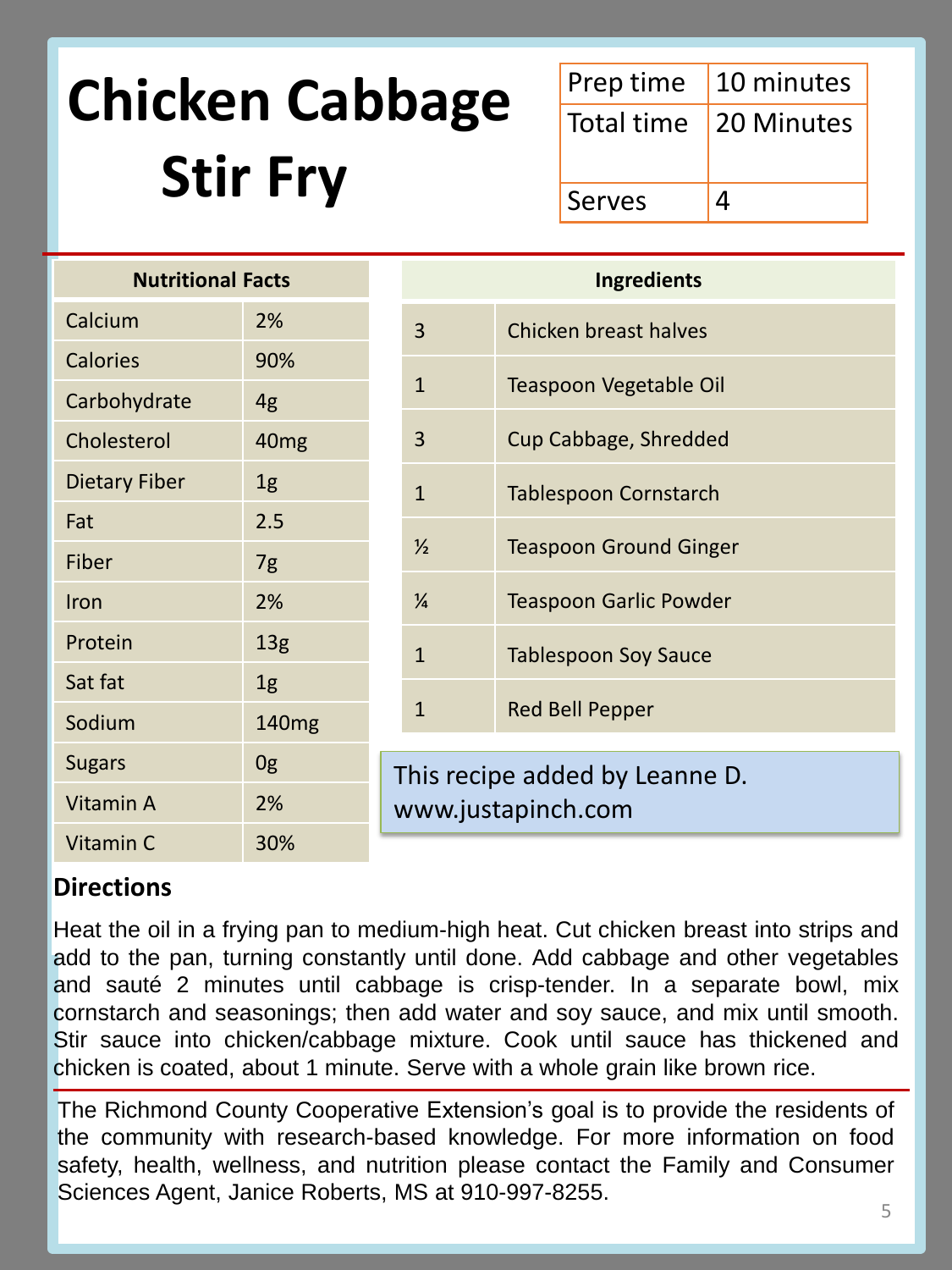# Chicken Cabbage Stir Fry

| Prep time | 10 minutes |
|---|---|
| Total time | 20 Minutes |
| Serves | 4 |

| Nutritional Facts | |
|---|---|
| Calcium | 2% |
| Calories | 90% |
| Carbohydrate | 4g |
| Cholesterol | 40mg |
| Dietary Fiber | 1g |
| Fat | 2.5 |
| Fiber | 7g |
| Iron | 2% |
| Protein | 13g |
| Sat fat | 1g |
| Sodium | 140mg |
| Sugars | 0g |
| Vitamin A | 2% |
| Vitamin C | 30% |

| Ingredients | |
|---|---|
| 3 | Chicken breast halves |
| 1 | Teaspoon Vegetable Oil |
| 3 | Cup Cabbage, Shredded |
| 1 | Tablespoon Cornstarch |
| ½ | Teaspoon Ground Ginger |
| ¼ | Teaspoon Garlic Powder |
| 1 | Tablespoon Soy Sauce |
| 1 | Red Bell Pepper |

This recipe added by Leanne D.
www.justapinch.com

**Directions**

Heat the oil in a frying pan to medium-high heat. Cut chicken breast into strips and add to the pan, turning constantly until done. Add cabbage and other vegetables and sauté 2 minutes until cabbage is crisp-tender. In a separate bowl, mix cornstarch and seasonings; then add water and soy sauce, and mix until smooth. Stir sauce into chicken/cabbage mixture. Cook until sauce has thickened and chicken is coated, about 1 minute. Serve with a whole grain like brown rice.

The Richmond County Cooperative Extension's goal is to provide the residents of the community with research-based knowledge. For more information on food safety, health, wellness, and nutrition please contact the Family and Consumer Sciences Agent, Janice Roberts, MS at 910-997-8255.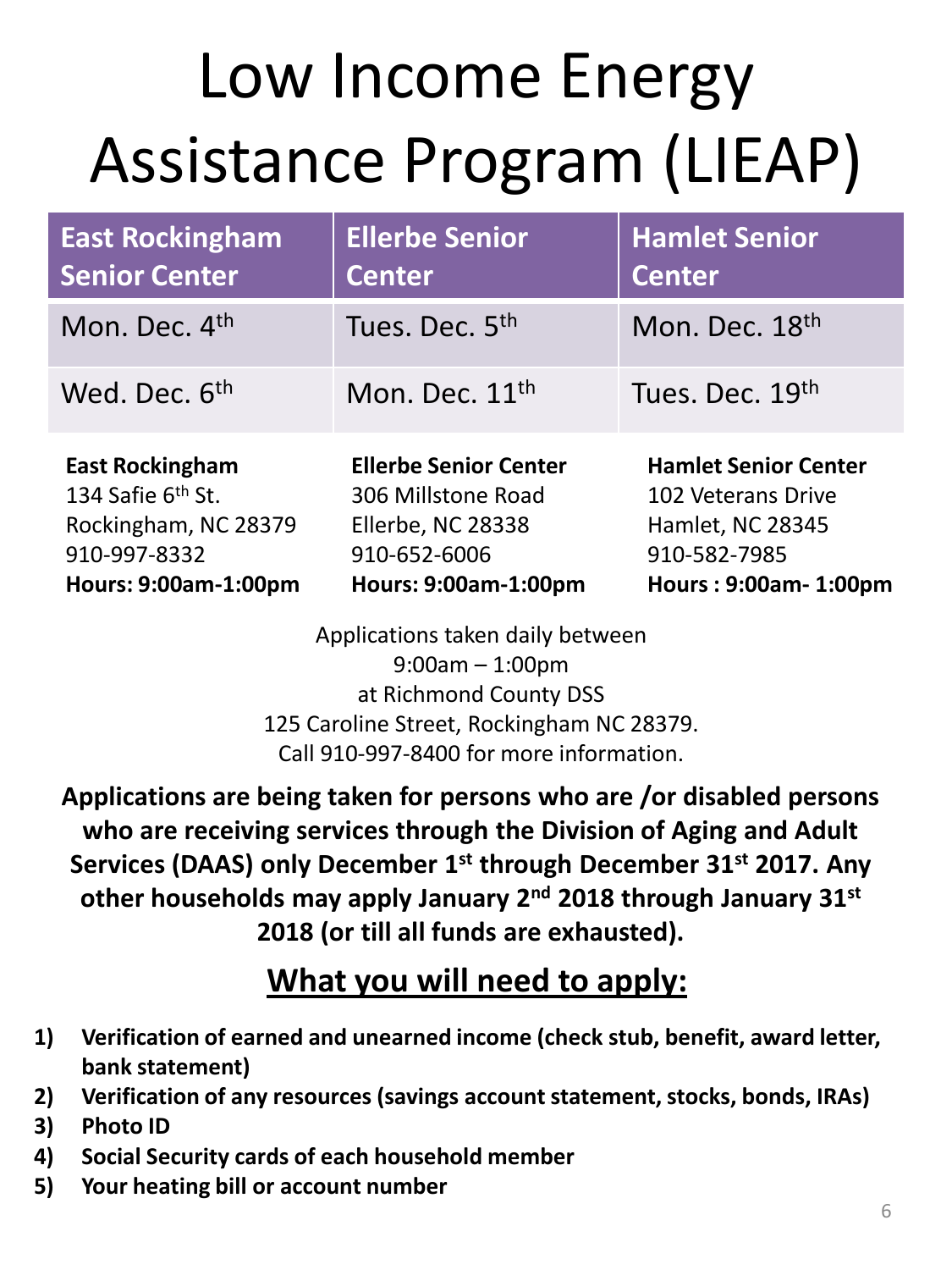# Low Income Energy Assistance Program (LIEAP)

| East Rockingham Senior Center | Ellerbe Senior Center | Hamlet Senior Center |
|---|---|---|
| Mon. Dec. 4th | Tues. Dec. 5th | Mon. Dec. 18th |
| Wed. Dec. 6th | Mon. Dec. 11th | Tues. Dec. 19th |

**East Rockingham**
134 Safie 6th St.
Rockingham, NC 28379
910-997-8332
**Hours: 9:00am-1:00pm**

**Ellerbe Senior Center**
306 Millstone Road
Ellerbe, NC 28338
910-652-6006
**Hours: 9:00am-1:00pm**

**Hamlet Senior Center**
102 Veterans Drive
Hamlet, NC 28345
910-582-7985
**Hours : 9:00am- 1:00pm**

Applications taken daily between
9:00am – 1:00pm
at Richmond County DSS
125 Caroline Street, Rockingham NC 28379.
Call 910-997-8400 for more information.

**Applications are being taken for persons who are /or disabled persons who are receiving services through the Division of Aging and Adult Services (DAAS) only December 1st through December 31st 2017. Any other households may apply January 2nd 2018 through January 31st 2018 (or till all funds are exhausted).**

## What you will need to apply:

1) **Verification of earned and unearned income (check stub, benefit, award letter, bank statement)**
2) **Verification of any resources (savings account statement, stocks, bonds, IRAs)**
3) **Photo ID**
4) **Social Security cards of each household member**
5) **Your heating bill or account number**